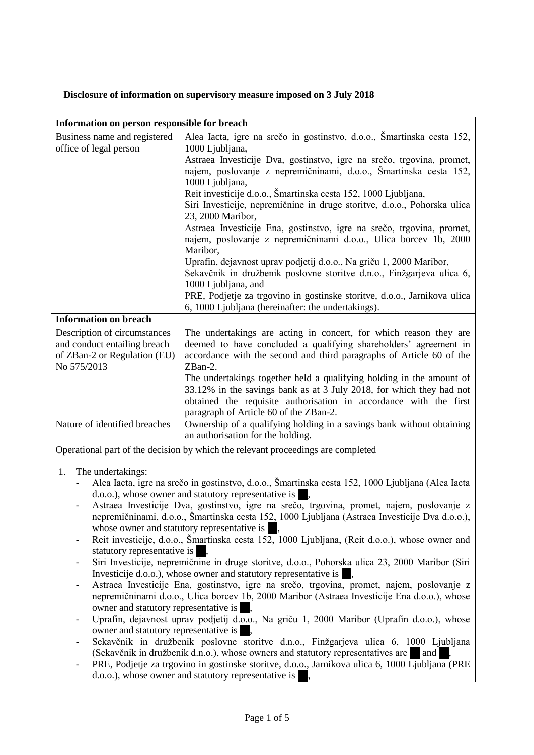**Disclosure of information on supervisory measure imposed on 3 July 2018**

| **Information on person responsible for breach** | |
|---|---|
| Business name and registered office of legal person | Alea Iacta, igre na srečo in gostinstvo, d.o.o., Šmartinska cesta 152, 1000 Ljubljana,<br>Astraea Investicije Dva, gostinstvo, igre na srečo, trgovina, promet, najem, poslovanje z nepremičninami, d.o.o., Šmartinska cesta 152, 1000 Ljubljana,<br>Reit investicije d.o.o., Šmartinska cesta 152, 1000 Ljubljana,<br>Siri Investicije, nepremičnine in druge storitve, d.o.o., Pohorska ulica 23, 2000 Maribor,<br>Astraea Investicije Ena, gostinstvo, igre na srečo, trgovina, promet, najem, poslovanje z nepremičninami d.o.o., Ulica borcev 1b, 2000 Maribor,<br>Uprafin, dejavnost uprav podjetij d.o.o., Na griču 1, 2000 Maribor,<br>Sekavčnik in družbenik poslovne storitve d.n.o., Finžgarjeva ulica 6, 1000 Ljubljana, and<br>PRE, Podjetje za trgovino in gostinske storitve, d.o.o., Jarnikova ulica 6, 1000 Ljubljana (hereinafter: the undertakings). |
| **Information on breach** | |
| Description of circumstances and conduct entailing breach of ZBan-2 or Regulation (EU) No 575/2013 | The undertakings are acting in concert, for which reason they are deemed to have concluded a qualifying shareholders' agreement in accordance with the second and third paragraphs of Article 60 of the ZBan-2.<br>The undertakings together held a qualifying holding in the amount of 33.12% in the savings bank as at 3 July 2018, for which they had not obtained the requisite authorisation in accordance with the first paragraph of Article 60 of the ZBan-2. |
| Nature of identified breaches | Ownership of a qualifying holding in a savings bank without obtaining an authorisation for the holding. |

Operational part of the decision by which the relevant proceedings are completed

1. The undertakings:
   - Alea Iacta, igre na srečo in gostinstvo, d.o.o., Šmartinska cesta 152, 1000 Ljubljana (Alea Iacta d.o.o.), whose owner and statutory representative is ██,
   - Astraea Investicije Dva, gostinstvo, igre na srečo, trgovina, promet, najem, poslovanje z nepremičninami, d.o.o., Šmartinska cesta 152, 1000 Ljubljana (Astraea Investicije Dva d.o.o.), whose owner and statutory representative is ██,
   - Reit investicije, d.o.o., Šmartinska cesta 152, 1000 Ljubljana, (Reit d.o.o.), whose owner and statutory representative is ██,
   - Siri Investicije, nepremičnine in druge storitve, d.o.o., Pohorska ulica 23, 2000 Maribor (Siri Investicije d.o.o.), whose owner and statutory representative is ██,
   - Astraea Investicije Ena, gostinstvo, igre na srečo, trgovina, promet, najem, poslovanje z nepremičninami d.o.o., Ulica borcev 1b, 2000 Maribor (Astraea Investicije Ena d.o.o.), whose owner and statutory representative is ██,
   - Uprafin, dejavnost uprav podjetij d.o.o., Na griču 1, 2000 Maribor (Uprafin d.o.o.), whose owner and statutory representative is ██,
   - Sekavčnik in družbenik poslovne storitve d.n.o., Finžgarjeva ulica 6, 1000 Ljubljana (Sekavčnik in družbenik d.n.o.), whose owners and statutory representatives are ██ and ██,
   - PRE, Podjetje za trgovino in gostinske storitve, d.o.o., Jarnikova ulica 6, 1000 Ljubljana (PRE d.o.o.), whose owner and statutory representative is ██,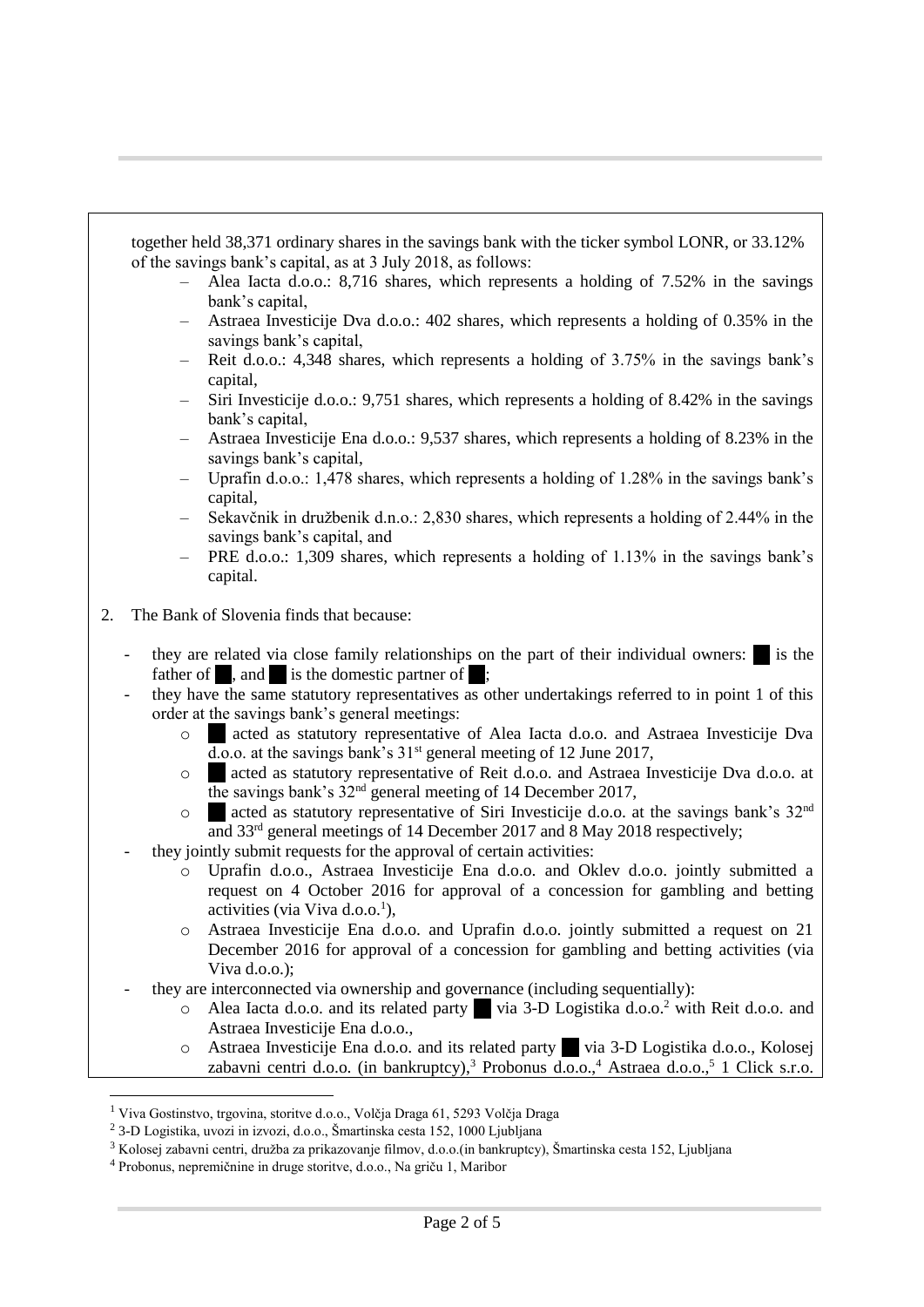together held 38,371 ordinary shares in the savings bank with the ticker symbol LONR, or 33.12% of the savings bank's capital, as at 3 July 2018, as follows:

- Alea Iacta d.o.o.: 8,716 shares, which represents a holding of 7.52% in the savings bank's capital,
- Astraea Investicije Dva d.o.o.: 402 shares, which represents a holding of 0.35% in the savings bank's capital,
- Reit d.o.o.: 4,348 shares, which represents a holding of 3.75% in the savings bank's capital,
- Siri Investicije d.o.o.: 9,751 shares, which represents a holding of 8.42% in the savings bank's capital,
- Astraea Investicije Ena d.o.o.: 9,537 shares, which represents a holding of 8.23% in the savings bank's capital,
- Uprafin d.o.o.: 1,478 shares, which represents a holding of 1.28% in the savings bank's capital,
- Sekavčnik in družbenik d.n.o.: 2,830 shares, which represents a holding of 2.44% in the savings bank's capital, and
- PRE d.o.o.: 1,309 shares, which represents a holding of 1.13% in the savings bank's capital.

2. The Bank of Slovenia finds that because:

- they are related via close family relationships on the part of their individual owners: █ is the father of █, and █ is the domestic partner of █;
- they have the same statutory representatives as other undertakings referred to in point 1 of this order at the savings bank's general meetings:
  - █ acted as statutory representative of Alea Iacta d.o.o. and Astraea Investicije Dva d.o.o. at the savings bank's 31st general meeting of 12 June 2017,
  - █ acted as statutory representative of Reit d.o.o. and Astraea Investicije Dva d.o.o. at the savings bank's 32nd general meeting of 14 December 2017,
  - █ acted as statutory representative of Siri Investicije d.o.o. at the savings bank's 32nd and 33rd general meetings of 14 December 2017 and 8 May 2018 respectively;
- they jointly submit requests for the approval of certain activities:
  - Uprafin d.o.o., Astraea Investicije Ena d.o.o. and Oklev d.o.o. jointly submitted a request on 4 October 2016 for approval of a concession for gambling and betting activities (via Viva d.o.o.[1]),
  - Astraea Investicije Ena d.o.o. and Uprafin d.o.o. jointly submitted a request on 21 December 2016 for approval of a concession for gambling and betting activities (via Viva d.o.o.);
- they are interconnected via ownership and governance (including sequentially):
  - Alea Iacta d.o.o. and its related party █ via 3-D Logistika d.o.o.[2] with Reit d.o.o. and Astraea Investicije Ena d.o.o.,
  - Astraea Investicije Ena d.o.o. and its related party █ via 3-D Logistika d.o.o., Kolosej zabavni centri d.o.o. (in bankruptcy),[3] Probonus d.o.o.,[4] Astraea d.o.o.,[5] 1 Click s.r.o.

[1] Viva Gostinstvo, trgovina, storitve d.o.o., Volčja Draga 61, 5293 Volčja Draga

[2] 3-D Logistika, uvozi in izvozi, d.o.o., Šmartinska cesta 152, 1000 Ljubljana

[3] Kolosej zabavni centri, družba za prikazovanje filmov, d.o.o.(in bankruptcy), Šmartinska cesta 152, Ljubljana

[4] Probonus, nepremičnine in druge storitve, d.o.o., Na griču 1, Maribor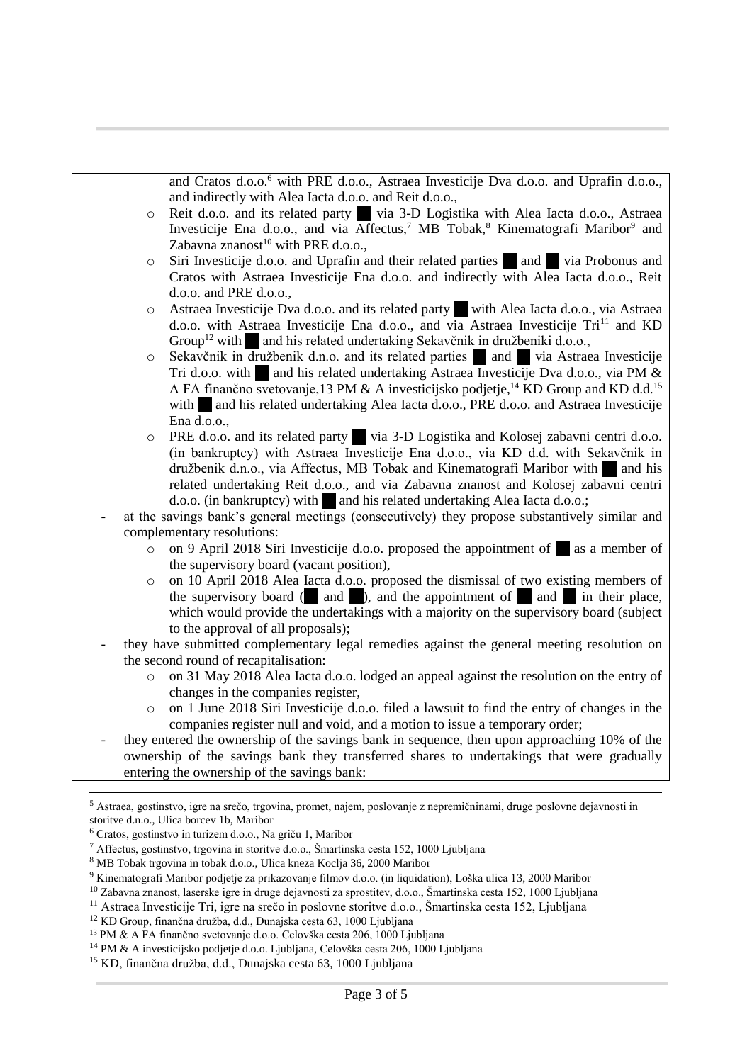and Cratos d.o.o.[6] with PRE d.o.o., Astraea Investicije Dva d.o.o. and Uprafin d.o.o., and indirectly with Alea Iacta d.o.o. and Reit d.o.o.,
  - Reit d.o.o. and its related party ██ via 3-D Logistika with Alea Iacta d.o.o., Astraea Investicije Ena d.o.o., and via Affectus,[7] MB Tobak,[8] Kinematografi Maribor[9] and Zabavna znanost[10] with PRE d.o.o.,
  - Siri Investicije d.o.o. and Uprafin and their related parties ██ and ██ via Probonus and Cratos with Astraea Investicije Ena d.o.o. and indirectly with Alea Iacta d.o.o., Reit d.o.o. and PRE d.o.o.,
  - Astraea Investicije Dva d.o.o. and its related party ██ with Alea Iacta d.o.o., via Astraea d.o.o. with Astraea Investicije Ena d.o.o., and via Astraea Investicije Tri[11] and KD Group[12] with ██ and his related undertaking Sekavčnik in družbeniki d.o.o.,
  - Sekavčnik in družbenik d.n.o. and its related parties ██ and ██ via Astraea Investicije Tri d.o.o. with ██ and his related undertaking Astraea Investicije Dva d.o.o., via PM & A FA finančno svetovanje,13 PM & A investicijsko podjetje,[14] KD Group and KD d.d.[15] with ██ and his related undertaking Alea Iacta d.o.o., PRE d.o.o. and Astraea Investicije Ena d.o.o.,
  - PRE d.o.o. and its related party ██ via 3-D Logistika and Kolosej zabavni centri d.o.o. (in bankruptcy) with Astraea Investicije Ena d.o.o., via KD d.d. with Sekavčnik in družbenik d.n.o., via Affectus, MB Tobak and Kinematografi Maribor with ██ and his related undertaking Reit d.o.o., and via Zabavna znanost and Kolosej zabavni centri d.o.o. (in bankruptcy) with ██ and his related undertaking Alea Iacta d.o.o.;
- at the savings bank's general meetings (consecutively) they propose substantively similar and complementary resolutions:
  - on 9 April 2018 Siri Investicije d.o.o. proposed the appointment of ██ as a member of the supervisory board (vacant position),
  - on 10 April 2018 Alea Iacta d.o.o. proposed the dismissal of two existing members of the supervisory board (██ and ██), and the appointment of ██ and ██ in their place, which would provide the undertakings with a majority on the supervisory board (subject to the approval of all proposals);
- they have submitted complementary legal remedies against the general meeting resolution on the second round of recapitalisation:
  - on 31 May 2018 Alea Iacta d.o.o. lodged an appeal against the resolution on the entry of changes in the companies register,
  - on 1 June 2018 Siri Investicije d.o.o. filed a lawsuit to find the entry of changes in the companies register null and void, and a motion to issue a temporary order;
- they entered the ownership of the savings bank in sequence, then upon approaching 10% of the ownership of the savings bank they transferred shares to undertakings that were gradually entering the ownership of the savings bank:

---

[5] Astraea, gostinstvo, igre na srečo, trgovina, promet, najem, poslovanje z nepremičninami, druge poslovne dejavnosti in storitve d.n.o., Ulica borcev 1b, Maribor

[6] Cratos, gostinstvo in turizem d.o.o., Na griču 1, Maribor

[7] Affectus, gostinstvo, trgovina in storitve d.o.o., Šmartinska cesta 152, 1000 Ljubljana

[8] MB Tobak trgovina in tobak d.o.o., Ulica kneza Koclja 36, 2000 Maribor

[9] Kinematografi Maribor podjetje za prikazovanje filmov d.o.o. (in liquidation), Loška ulica 13, 2000 Maribor

[10] Zabavna znanost, laserske igre in druge dejavnosti za sprostitev, d.o.o., Šmartinska cesta 152, 1000 Ljubljana

[11] Astraea Investicije Tri, igre na srečo in poslovne storitve d.o.o., Šmartinska cesta 152, Ljubljana

[12] KD Group, finančna družba, d.d., Dunajska cesta 63, 1000 Ljubljana

[13] PM & A FA finančno svetovanje d.o.o. Celovška cesta 206, 1000 Ljubljana

[14] PM & A investicijsko podjetje d.o.o. Ljubljana, Celovška cesta 206, 1000 Ljubljana

[15] KD, finančna družba, d.d., Dunajska cesta 63, 1000 Ljubljana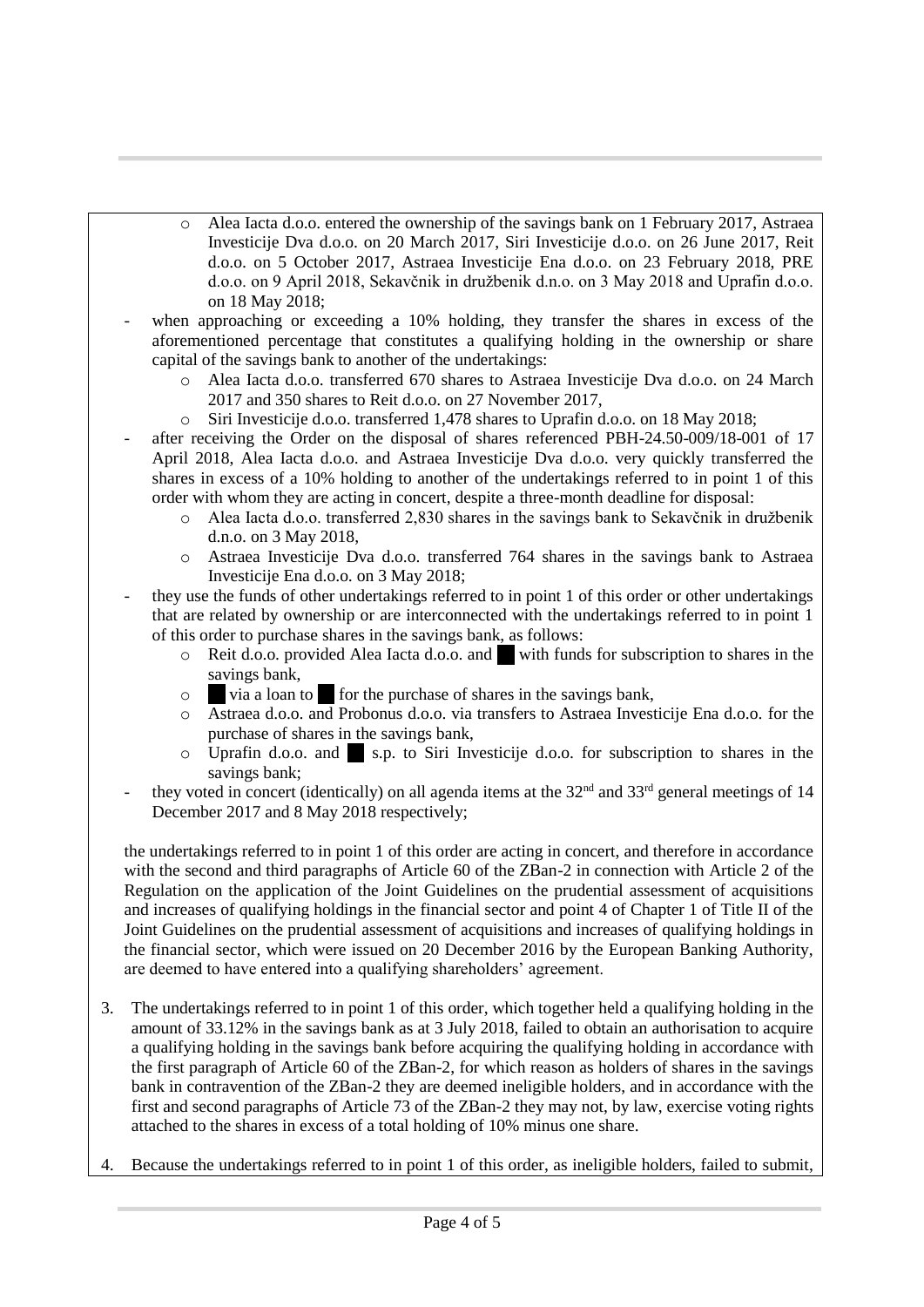- Alea Iacta d.o.o. entered the ownership of the savings bank on 1 February 2017, Astraea Investicije Dva d.o.o. on 20 March 2017, Siri Investicije d.o.o. on 26 June 2017, Reit d.o.o. on 5 October 2017, Astraea Investicije Ena d.o.o. on 23 February 2018, PRE d.o.o. on 9 April 2018, Sekavčnik in družbenik d.n.o. on 3 May 2018 and Uprafin d.o.o. on 18 May 2018;

- when approaching or exceeding a 10% holding, they transfer the shares in excess of the aforementioned percentage that constitutes a qualifying holding in the ownership or share capital of the savings bank to another of the undertakings:
  - Alea Iacta d.o.o. transferred 670 shares to Astraea Investicije Dva d.o.o. on 24 March 2017 and 350 shares to Reit d.o.o. on 27 November 2017,
  - Siri Investicije d.o.o. transferred 1,478 shares to Uprafin d.o.o. on 18 May 2018;
- after receiving the Order on the disposal of shares referenced PBH-24.50-009/18-001 of 17 April 2018, Alea Iacta d.o.o. and Astraea Investicije Dva d.o.o. very quickly transferred the shares in excess of a 10% holding to another of the undertakings referred to in point 1 of this order with whom they are acting in concert, despite a three-month deadline for disposal:
  - Alea Iacta d.o.o. transferred 2,830 shares in the savings bank to Sekavčnik in družbenik d.n.o. on 3 May 2018,
  - Astraea Investicije Dva d.o.o. transferred 764 shares in the savings bank to Astraea Investicije Ena d.o.o. on 3 May 2018;
- they use the funds of other undertakings referred to in point 1 of this order or other undertakings that are related by ownership or are interconnected with the undertakings referred to in point 1 of this order to purchase shares in the savings bank, as follows:
  - Reit d.o.o. provided Alea Iacta d.o.o. and ███ with funds for subscription to shares in the savings bank,
  - ███ via a loan to ███ for the purchase of shares in the savings bank,
  - Astraea d.o.o. and Probonus d.o.o. via transfers to Astraea Investicije Ena d.o.o. for the purchase of shares in the savings bank,
  - Uprafin d.o.o. and ███ s.p. to Siri Investicije d.o.o. for subscription to shares in the savings bank;
- they voted in concert (identically) on all agenda items at the 32nd and 33rd general meetings of 14 December 2017 and 8 May 2018 respectively;

the undertakings referred to in point 1 of this order are acting in concert, and therefore in accordance with the second and third paragraphs of Article 60 of the ZBan-2 in connection with Article 2 of the Regulation on the application of the Joint Guidelines on the prudential assessment of acquisitions and increases of qualifying holdings in the financial sector and point 4 of Chapter 1 of Title II of the Joint Guidelines on the prudential assessment of acquisitions and increases of qualifying holdings in the financial sector, which were issued on 20 December 2016 by the European Banking Authority, are deemed to have entered into a qualifying shareholders' agreement.

3. The undertakings referred to in point 1 of this order, which together held a qualifying holding in the amount of 33.12% in the savings bank as at 3 July 2018, failed to obtain an authorisation to acquire a qualifying holding in the savings bank before acquiring the qualifying holding in accordance with the first paragraph of Article 60 of the ZBan-2, for which reason as holders of shares in the savings bank in contravention of the ZBan-2 they are deemed ineligible holders, and in accordance with the first and second paragraphs of Article 73 of the ZBan-2 they may not, by law, exercise voting rights attached to the shares in excess of a total holding of 10% minus one share.

4. Because the undertakings referred to in point 1 of this order, as ineligible holders, failed to submit,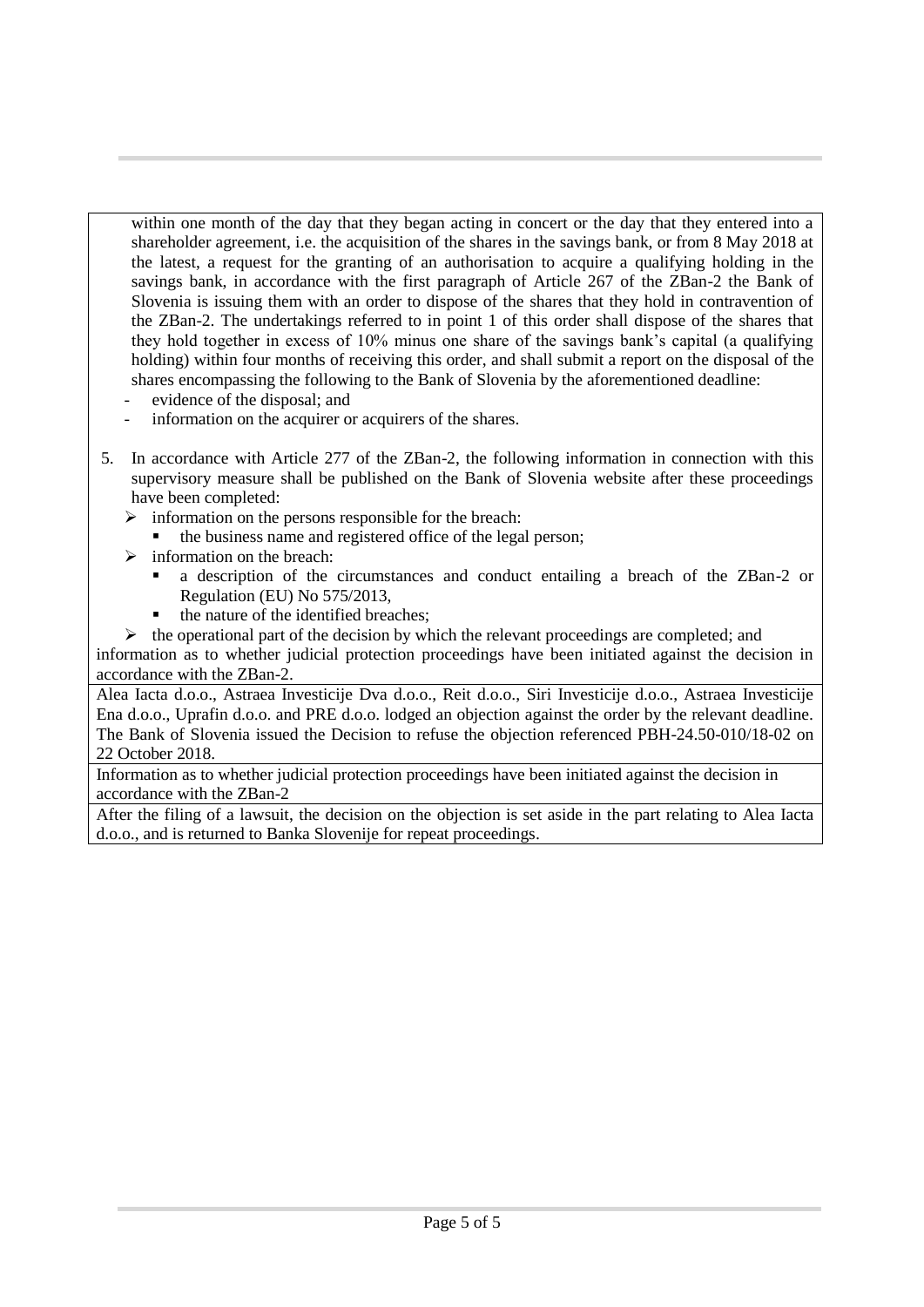within one month of the day that they began acting in concert or the day that they entered into a shareholder agreement, i.e. the acquisition of the shares in the savings bank, or from 8 May 2018 at the latest, a request for the granting of an authorisation to acquire a qualifying holding in the savings bank, in accordance with the first paragraph of Article 267 of the ZBan-2 the Bank of Slovenia is issuing them with an order to dispose of the shares that they hold in contravention of the ZBan-2. The undertakings referred to in point 1 of this order shall dispose of the shares that they hold together in excess of 10% minus one share of the savings bank's capital (a qualifying holding) within four months of receiving this order, and shall submit a report on the disposal of the shares encompassing the following to the Bank of Slovenia by the aforementioned deadline:

- evidence of the disposal; and
- information on the acquirer or acquirers of the shares.

5. In accordance with Article 277 of the ZBan-2, the following information in connection with this supervisory measure shall be published on the Bank of Slovenia website after these proceedings have been completed:
   - information on the persons responsible for the breach:
     - the business name and registered office of the legal person;
   - information on the breach:
     - a description of the circumstances and conduct entailing a breach of the ZBan-2 or Regulation (EU) No 575/2013,
     - the nature of the identified breaches;
   - the operational part of the decision by which the relevant proceedings are completed; and

information as to whether judicial protection proceedings have been initiated against the decision in accordance with the ZBan-2.

Alea Iacta d.o.o., Astraea Investicije Dva d.o.o., Reit d.o.o., Siri Investicije d.o.o., Astraea Investicije Ena d.o.o., Uprafin d.o.o. and PRE d.o.o. lodged an objection against the order by the relevant deadline. The Bank of Slovenia issued the Decision to refuse the objection referenced PBH-24.50-010/18-02 on 22 October 2018.

Information as to whether judicial protection proceedings have been initiated against the decision in accordance with the ZBan-2

After the filing of a lawsuit, the decision on the objection is set aside in the part relating to Alea Iacta d.o.o., and is returned to Banka Slovenije for repeat proceedings.